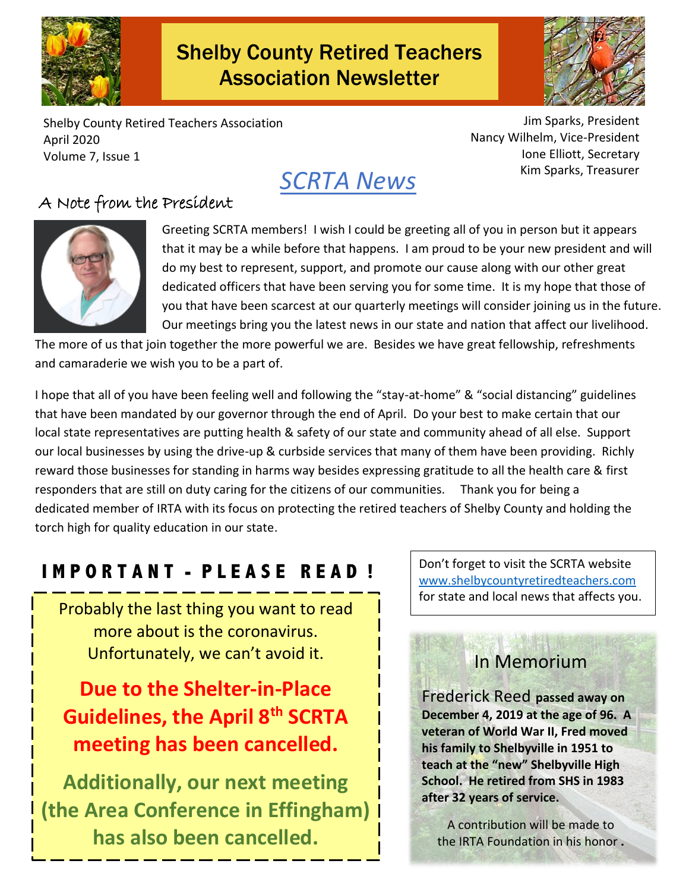# Shelby County Retired Teachers Association Newsletter

Shelby County Retired Teachers Association
April 2020
Volume 7, Issue 1

Jim Sparks, President
Nancy Wilhelm, Vice-President
Ione Elliott, Secretary
Kim Sparks, Treasurer

## *SCRTA News*

### A Note from the President

Greeting SCRTA members! I wish I could be greeting all of you in person but it appears that it may be a while before that happens. I am proud to be your new president and will do my best to represent, support, and promote our cause along with our other great dedicated officers that have been serving you for some time. It is my hope that those of you that have been scarcest at our quarterly meetings will consider joining us in the future. Our meetings bring you the latest news in our state and nation that affect our livelihood. The more of us that join together the more powerful we are. Besides we have great fellowship, refreshments and camaraderie we wish you to be a part of.

I hope that all of you have been feeling well and following the "stay-at-home" & "social distancing" guidelines that have been mandated by our governor through the end of April. Do your best to make certain that our local state representatives are putting health & safety of our state and community ahead of all else. Support our local businesses by using the drive-up & curbside services that many of them have been providing. Richly reward those businesses for standing in harms way besides expressing gratitude to all the health care & first responders that are still on duty caring for the citizens of our communities. Thank you for being a dedicated member of IRTA with its focus on protecting the retired teachers of Shelby County and holding the torch high for quality education in our state.

### IMPORTANT - PLEASE READ!

Probably the last thing you want to read more about is the coronavirus. Unfortunately, we can't avoid it.

**Due to the Shelter-in-Place Guidelines, the April 8th SCRTA meeting has been cancelled.**

**Additionally, our next meeting (the Area Conference in Effingham) has also been cancelled.**

Don't forget to visit the SCRTA website www.shelbycountyretiredteachers.com for state and local news that affects you.

### In Memorium

Frederick Reed **passed away on December 4, 2019 at the age of 96. A veteran of World War II, Fred moved his family to Shelbyville in 1951 to teach at the "new" Shelbyville High School. He retired from SHS in 1983 after 32 years of service.**

A contribution will be made to the IRTA Foundation in his honor.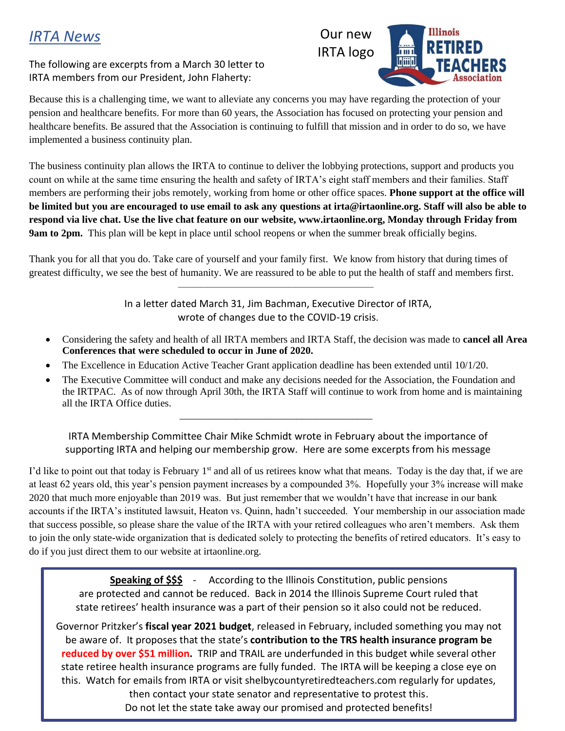# *IRTA News*

Our new IRTA logo

The following are excerpts from a March 30 letter to IRTA members from our President, John Flaherty:

Because this is a challenging time, we want to alleviate any concerns you may have regarding the protection of your pension and healthcare benefits. For more than 60 years, the Association has focused on protecting your pension and healthcare benefits. Be assured that the Association is continuing to fulfill that mission and in order to do so, we have implemented a business continuity plan.

The business continuity plan allows the IRTA to continue to deliver the lobbying protections, support and products you count on while at the same time ensuring the health and safety of IRTA's eight staff members and their families. Staff members are performing their jobs remotely, working from home or other office spaces. **Phone support at the office will be limited but you are encouraged to use email to ask any questions at irta@irtaonline.org. Staff will also be able to respond via live chat. Use the live chat feature on our website, www.irtaonline.org, Monday through Friday from 9am to 2pm.** This plan will be kept in place until school reopens or when the summer break officially begins.

Thank you for all that you do. Take care of yourself and your family first. We know from history that during times of greatest difficulty, we see the best of humanity. We are reassured to be able to put the health of staff and members first.

---

In a letter dated March 31, Jim Bachman, Executive Director of IRTA, wrote of changes due to the COVID-19 crisis.

- Considering the safety and health of all IRTA members and IRTA Staff, the decision was made to **cancel all Area Conferences that were scheduled to occur in June of 2020.**
- The Excellence in Education Active Teacher Grant application deadline has been extended until 10/1/20.
- The Executive Committee will conduct and make any decisions needed for the Association, the Foundation and the IRTPAC. As of now through April 30th, the IRTA Staff will continue to work from home and is maintaining all the IRTA Office duties.

---

IRTA Membership Committee Chair Mike Schmidt wrote in February about the importance of supporting IRTA and helping our membership grow. Here are some excerpts from his message

I'd like to point out that today is February 1st and all of us retirees know what that means. Today is the day that, if we are at least 62 years old, this year's pension payment increases by a compounded 3%. Hopefully your 3% increase will make 2020 that much more enjoyable than 2019 was. But just remember that we wouldn't have that increase in our bank accounts if the IRTA's instituted lawsuit, Heaton vs. Quinn, hadn't succeeded. Your membership in our association made that success possible, so please share the value of the IRTA with your retired colleagues who aren't members. Ask them to join the only state-wide organization that is dedicated solely to protecting the benefits of retired educators. It's easy to do if you just direct them to our website at irtaonline.org.

**Speaking of $$$** - According to the Illinois Constitution, public pensions are protected and cannot be reduced. Back in 2014 the Illinois Supreme Court ruled that state retirees' health insurance was a part of their pension so it also could not be reduced.

Governor Pritzker's **fiscal year 2021 budget**, released in February, included something you may not be aware of. It proposes that the state's **contribution to the TRS health insurance program be reduced by over $51 million.** TRIP and TRAIL are underfunded in this budget while several other state retiree health insurance programs are fully funded. The IRTA will be keeping a close eye on this. Watch for emails from IRTA or visit shelbycountyretiredteachers.com regularly for updates, then contact your state senator and representative to protest this.
Do not let the state take away our promised and protected benefits!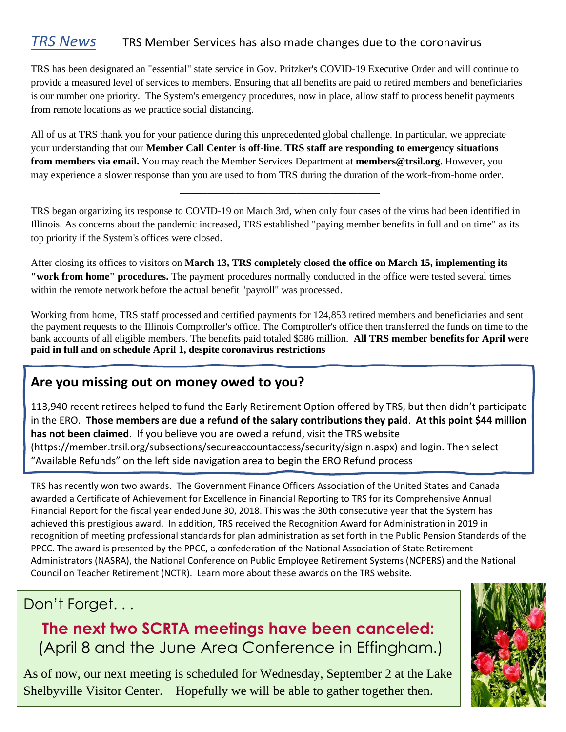## *TRS News* TRS Member Services has also made changes due to the coronavirus

TRS has been designated an "essential" state service in Gov. Pritzker's COVID-19 Executive Order and will continue to provide a measured level of services to members. Ensuring that all benefits are paid to retired members and beneficiaries is our number one priority. The System's emergency procedures, now in place, allow staff to process benefit payments from remote locations as we practice social distancing.

All of us at TRS thank you for your patience during this unprecedented global challenge. In particular, we appreciate your understanding that our **Member Call Center is off-line**. **TRS staff are responding to emergency situations from members via email.** You may reach the Member Services Department at **members@trsil.org**. However, you may experience a slower response than you are used to from TRS during the duration of the work-from-home order.

---

TRS began organizing its response to COVID-19 on March 3rd, when only four cases of the virus had been identified in Illinois. As concerns about the pandemic increased, TRS established "paying member benefits in full and on time" as its top priority if the System's offices were closed.

After closing its offices to visitors on **March 13, TRS completely closed the office on March 15, implementing its "work from home" procedures.** The payment procedures normally conducted in the office were tested several times within the remote network before the actual benefit "payroll" was processed.

Working from home, TRS staff processed and certified payments for 124,853 retired members and beneficiaries and sent the payment requests to the Illinois Comptroller's office. The Comptroller's office then transferred the funds on time to the bank accounts of all eligible members. The benefits paid totaled $586 million. **All TRS member benefits for April were paid in full and on schedule April 1, despite coronavirus restrictions**

### Are you missing out on money owed to you?

113,940 recent retirees helped to fund the Early Retirement Option offered by TRS, but then didn't participate in the ERO. **Those members are due a refund of the salary contributions they paid**. **At this point $44 million has not been claimed**. If you believe you are owed a refund, visit the TRS website (https://member.trsil.org/subsections/secureaccountaccess/security/signin.aspx) and login. Then select "Available Refunds" on the left side navigation area to begin the ERO Refund process

TRS has recently won two awards. The Government Finance Officers Association of the United States and Canada awarded a Certificate of Achievement for Excellence in Financial Reporting to TRS for its Comprehensive Annual Financial Report for the fiscal year ended June 30, 2018. This was the 30th consecutive year that the System has achieved this prestigious award. In addition, TRS received the Recognition Award for Administration in 2019 in recognition of meeting professional standards for plan administration as set forth in the Public Pension Standards of the PPCC. The award is presented by the PPCC, a confederation of the National Association of State Retirement Administrators (NASRA), the National Conference on Public Employee Retirement Systems (NCPERS) and the National Council on Teacher Retirement (NCTR). Learn more about these awards on the TRS website.

Don't Forget. . .

**The next two SCRTA meetings have been canceled:**
(April 8 and the June Area Conference in Effingham.)

As of now, our next meeting is scheduled for Wednesday, September 2 at the Lake Shelbyville Visitor Center. Hopefully we will be able to gather together then.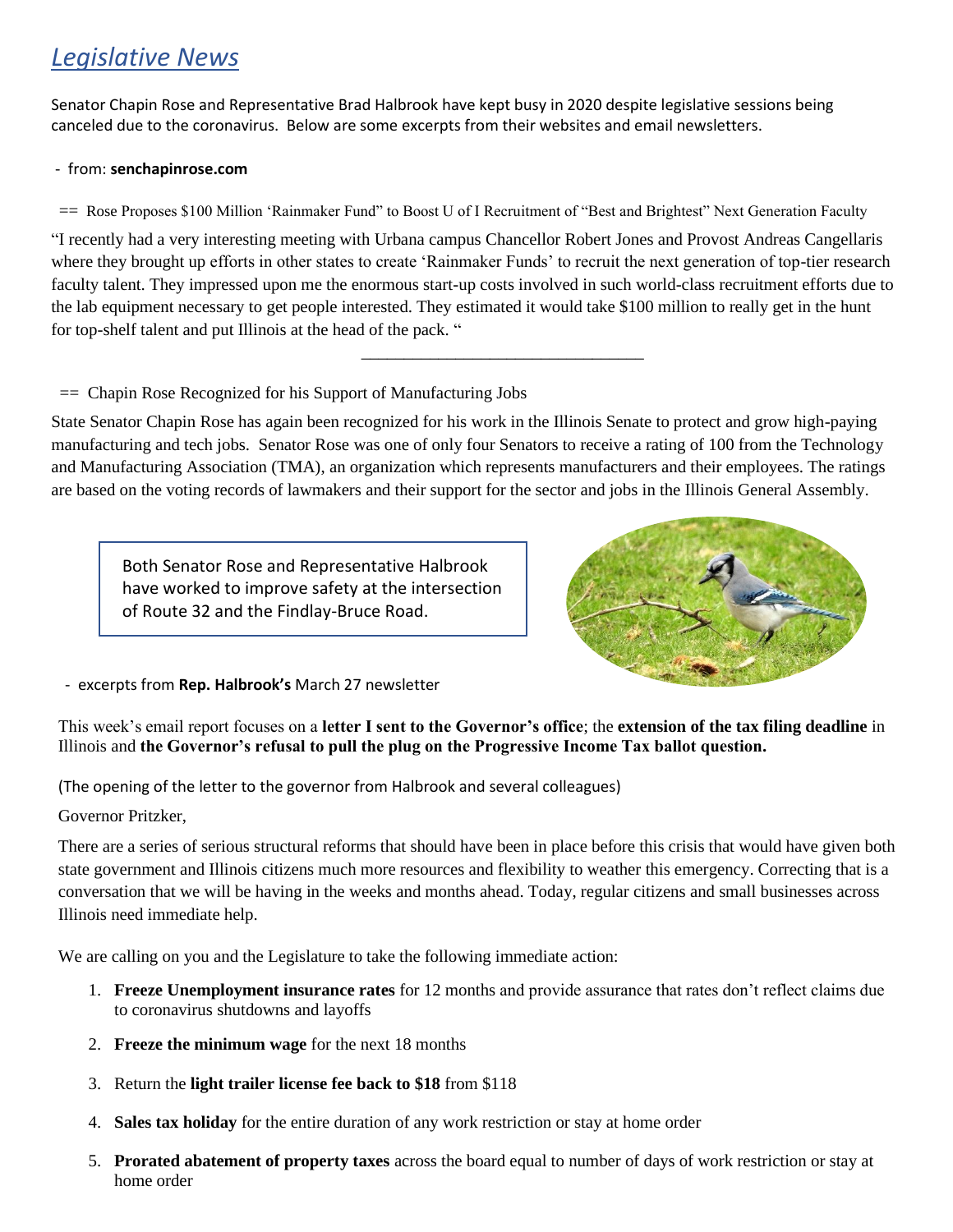# *Legislative News*

Senator Chapin Rose and Representative Brad Halbrook have kept busy in 2020 despite legislative sessions being canceled due to the coronavirus. Below are some excerpts from their websites and email newsletters.

- from: **senchapinrose.com**

== Rose Proposes $100 Million 'Rainmaker Fund" to Boost U of I Recruitment of "Best and Brightest" Next Generation Faculty

"I recently had a very interesting meeting with Urbana campus Chancellor Robert Jones and Provost Andreas Cangellaris where they brought up efforts in other states to create 'Rainmaker Funds' to recruit the next generation of top-tier research faculty talent. They impressed upon me the enormous start-up costs involved in such world-class recruitment efforts due to the lab equipment necessary to get people interested. They estimated it would take $100 million to really get in the hunt for top-shelf talent and put Illinois at the head of the pack. "

---

== Chapin Rose Recognized for his Support of Manufacturing Jobs

State Senator Chapin Rose has again been recognized for his work in the Illinois Senate to protect and grow high-paying manufacturing and tech jobs. Senator Rose was one of only four Senators to receive a rating of 100 from the Technology and Manufacturing Association (TMA), an organization which represents manufacturers and their employees. The ratings are based on the voting records of lawmakers and their support for the sector and jobs in the Illinois General Assembly.

Both Senator Rose and Representative Halbrook have worked to improve safety at the intersection of Route 32 and the Findlay-Bruce Road.

- excerpts from **Rep. Halbrook's** March 27 newsletter

This week's email report focuses on a **letter I sent to the Governor's office**; the **extension of the tax filing deadline** in Illinois and **the Governor's refusal to pull the plug on the Progressive Income Tax ballot question.**

(The opening of the letter to the governor from Halbrook and several colleagues)

Governor Pritzker,

There are a series of serious structural reforms that should have been in place before this crisis that would have given both state government and Illinois citizens much more resources and flexibility to weather this emergency. Correcting that is a conversation that we will be having in the weeks and months ahead. Today, regular citizens and small businesses across Illinois need immediate help.

We are calling on you and the Legislature to take the following immediate action:

1. **Freeze Unemployment insurance rates** for 12 months and provide assurance that rates don't reflect claims due to coronavirus shutdowns and layoffs
2. **Freeze the minimum wage** for the next 18 months
3. Return the **light trailer license fee back to $18** from $118
4. **Sales tax holiday** for the entire duration of any work restriction or stay at home order
5. **Prorated abatement of property taxes** across the board equal to number of days of work restriction or stay at home order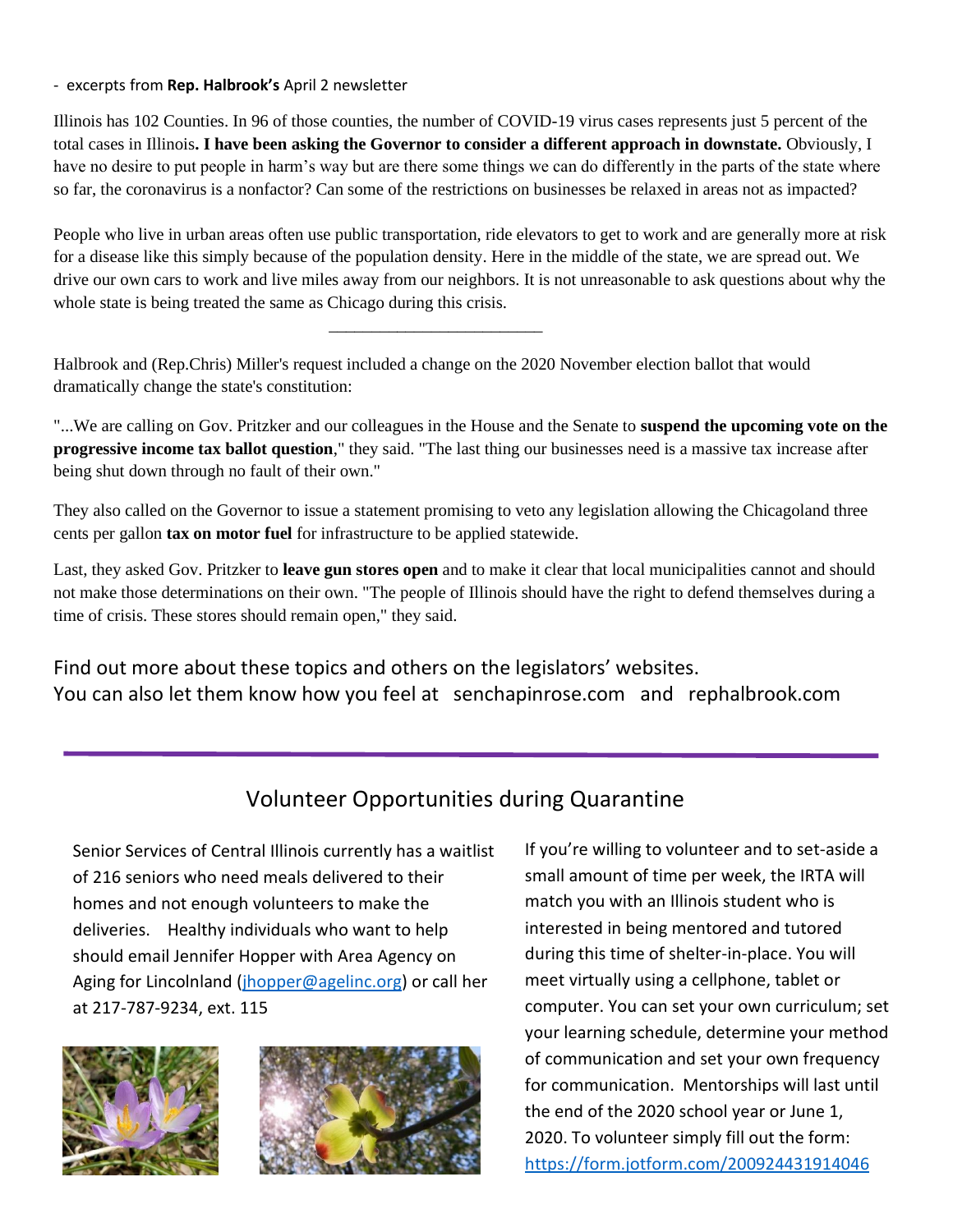- excerpts from **Rep. Halbrook's** April 2 newsletter

Illinois has 102 Counties. In 96 of those counties, the number of COVID-19 virus cases represents just 5 percent of the total cases in Illinois**. I have been asking the Governor to consider a different approach in downstate.** Obviously, I have no desire to put people in harm's way but are there some things we can do differently in the parts of the state where so far, the coronavirus is a nonfactor? Can some of the restrictions on businesses be relaxed in areas not as impacted?

People who live in urban areas often use public transportation, ride elevators to get to work and are generally more at risk for a disease like this simply because of the population density. Here in the middle of the state, we are spread out. We drive our own cars to work and live miles away from our neighbors. It is not unreasonable to ask questions about why the whole state is being treated the same as Chicago during this crisis.

---

Halbrook and (Rep.Chris) Miller's request included a change on the 2020 November election ballot that would dramatically change the state's constitution:

"...We are calling on Gov. Pritzker and our colleagues in the House and the Senate to **suspend the upcoming vote on the progressive income tax ballot question**," they said. "The last thing our businesses need is a massive tax increase after being shut down through no fault of their own."

They also called on the Governor to issue a statement promising to veto any legislation allowing the Chicagoland three cents per gallon **tax on motor fuel** for infrastructure to be applied statewide.

Last, they asked Gov. Pritzker to **leave gun stores open** and to make it clear that local municipalities cannot and should not make those determinations on their own. "The people of Illinois should have the right to defend themselves during a time of crisis. These stores should remain open," they said.

Find out more about these topics and others on the legislators' websites.
You can also let them know how you feel at senchapinrose.com and rephalbrook.com

---

## Volunteer Opportunities during Quarantine

Senior Services of Central Illinois currently has a waitlist of 216 seniors who need meals delivered to their homes and not enough volunteers to make the deliveries. Healthy individuals who want to help should email Jennifer Hopper with Area Agency on Aging for Lincolnland (jhopper@agelinc.org) or call her at 217-787-9234, ext. 115

If you're willing to volunteer and to set-aside a small amount of time per week, the IRTA will match you with an Illinois student who is interested in being mentored and tutored during this time of shelter-in-place. You will meet virtually using a cellphone, tablet or computer. You can set your own curriculum; set your learning schedule, determine your method of communication and set your own frequency for communication. Mentorships will last until the end of the 2020 school year or June 1, 2020. To volunteer simply fill out the form: https://form.jotform.com/200924431914046